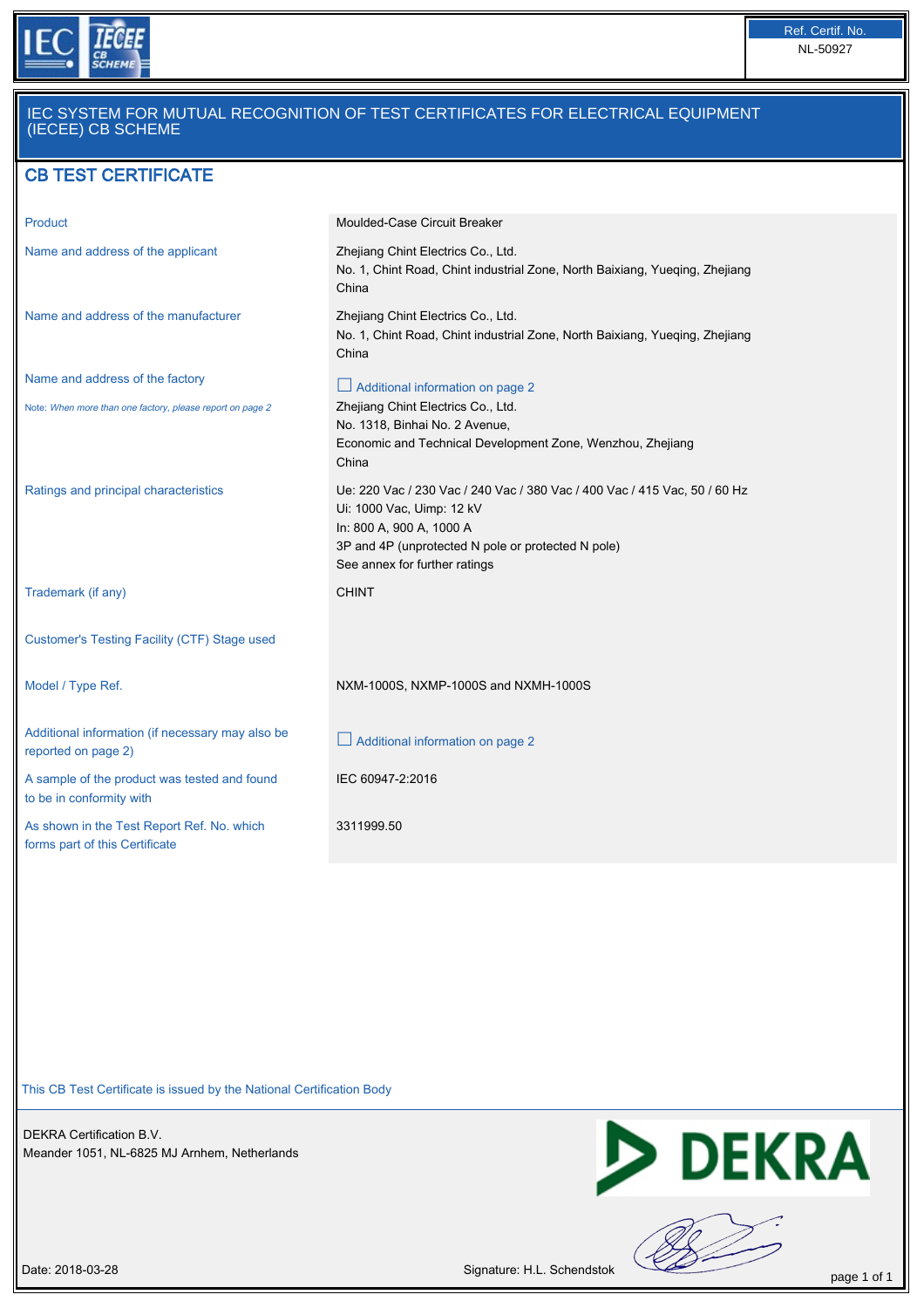Ref. Certif. No.
NL-50927

# IEC SYSTEM FOR MUTUAL RECOGNITION OF TEST CERTIFICATES FOR ELECTRICAL EQUIPMENT (IECEE) CB SCHEME

## CB TEST CERTIFICATE

| | |
|---|---|
| Product | Moulded-Case Circuit Breaker |
| Name and address of the applicant | Zhejiang Chint Electrics Co., Ltd.<br>No. 1, Chint Road, Chint industrial Zone, North Baixiang, Yueqing, Zhejiang<br>China |
| Name and address of the manufacturer | Zhejiang Chint Electrics Co., Ltd.<br>No. 1, Chint Road, Chint industrial Zone, North Baixiang, Yueqing, Zhejiang<br>China |
| Name and address of the factory<br><br>Note: *When more than one factory, please report on page 2* | ☐ Additional information on page 2<br>Zhejiang Chint Electrics Co., Ltd.<br>No. 1318, Binhai No. 2 Avenue,<br>Economic and Technical Development Zone, Wenzhou, Zhejiang<br>China |
| Ratings and principal characteristics | Ue: 220 Vac / 230 Vac / 240 Vac / 380 Vac / 400 Vac / 415 Vac, 50 / 60 Hz<br>Ui: 1000 Vac, Uimp: 12 kV<br>In: 800 A, 900 A, 1000 A<br>3P and 4P (unprotected N pole or protected N pole)<br>See annex for further ratings |
| Trademark (if any) | CHINT |
| Customer's Testing Facility (CTF) Stage used | |
| Model / Type Ref. | NXM-1000S, NXMP-1000S and NXMH-1000S |
| Additional information (if necessary may also be reported on page 2) | ☐ Additional information on page 2 |
| A sample of the product was tested and found to be in conformity with | IEC 60947-2:2016 |
| As shown in the Test Report Ref. No. which forms part of this Certificate | 3311999.50 |

This CB Test Certificate is issued by the National Certification Body

DEKRA Certification B.V.
Meander 1051, NL-6825 MJ Arnhem, Netherlands

Date: 2018-03-28

Signature: H.L. Schendstok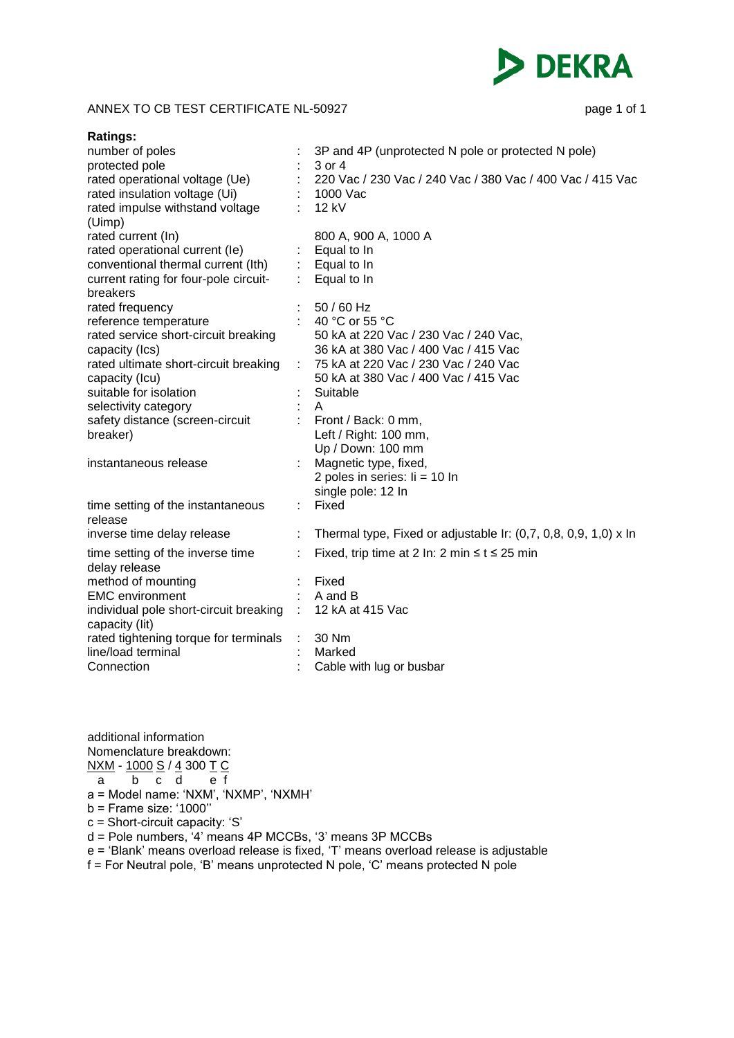ANNEX TO CB TEST CERTIFICATE NL-50927

**Ratings:**

| | | |
|---|---|---|
| number of poles | : | 3P and 4P (unprotected N pole or protected N pole) |
| protected pole | : | 3 or 4 |
| rated operational voltage (Ue) | : | 220 Vac / 230 Vac / 240 Vac / 380 Vac / 400 Vac / 415 Vac |
| rated insulation voltage (Ui) | : | 1000 Vac |
| rated impulse withstand voltage (Uimp) | : | 12 kV |
| rated current (In) | | 800 A, 900 A, 1000 A |
| rated operational current (Ie) | : | Equal to In |
| conventional thermal current (Ith) | : | Equal to In |
| current rating for four-pole circuit-breakers | : | Equal to In |
| rated frequency | : | 50 / 60 Hz |
| reference temperature | : | 40 °C or 55 °C |
| rated service short-circuit breaking capacity (Ics) | | 50 kA at 220 Vac / 230 Vac / 240 Vac, 36 kA at 380 Vac / 400 Vac / 415 Vac |
| rated ultimate short-circuit breaking capacity (Icu) | : | 75 kA at 220 Vac / 230 Vac / 240 Vac 50 kA at 380 Vac / 400 Vac / 415 Vac |
| suitable for isolation | : | Suitable |
| selectivity category | : | A |
| safety distance (screen-circuit breaker) | : | Front / Back: 0 mm, Left / Right: 100 mm, Up / Down: 100 mm |
| instantaneous release | : | Magnetic type, fixed, 2 poles in series: Ii = 10 In single pole: 12 In |
| time setting of the instantaneous release | : | Fixed |
| inverse time delay release | : | Thermal type, Fixed or adjustable Ir: (0,7, 0,8, 0,9, 1,0) x In |
| time setting of the inverse time delay release | : | Fixed, trip time at 2 In: 2 min ≤ t ≤ 25 min |
| method of mounting | : | Fixed |
| EMC environment | : | A and B |
| individual pole short-circuit breaking capacity (Iit) | : | 12 kA at 415 Vac |
| rated tightening torque for terminals | : | 30 Nm |
| line/load terminal | : | Marked |
| Connection | : | Cable with lug or busbar |

additional information

Nomenclature breakdown:

```
NXM - 1000 S / 4 300 T C
 a     b   c   d      e f
```

a = Model name: 'NXM', 'NXMP', 'NXMH'

b = Frame size: '1000''

c = Short-circuit capacity: 'S'

d = Pole numbers, '4' means 4P MCCBs, '3' means 3P MCCBs

e = 'Blank' means overload release is fixed, 'T' means overload release is adjustable

f = For Neutral pole, 'B' means unprotected N pole, 'C' means protected N pole